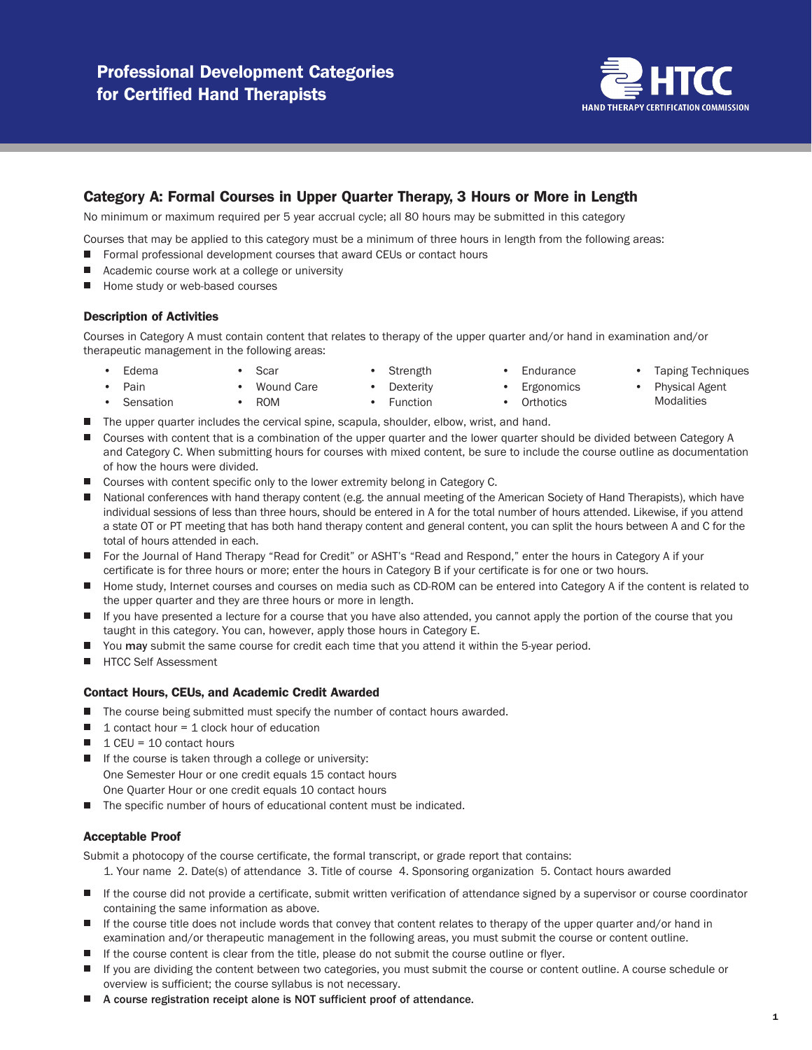# Professional Development Categories for Certified Hand Therapists

HTCC
HAND THERAPY CERTIFICATION COMMISSION

## Category A: Formal Courses in Upper Quarter Therapy, 3 Hours or More in Length

No minimum or maximum required per 5 year accrual cycle; all 80 hours may be submitted in this category

Courses that may be applied to this category must be a minimum of three hours in length from the following areas:

- Formal professional development courses that award CEUs or contact hours
- Academic course work at a college or university
- Home study or web-based courses

### Description of Activities

Courses in Category A must contain content that relates to therapy of the upper quarter and/or hand in examination and/or therapeutic management in the following areas:

- Edema
- Pain
- Sensation
- Scar
- Wound Care
- ROM
- Strength
- Dexterity
- Function
- Endurance
- Ergonomics
- Orthotics
- Taping Techniques
- Physical Agent Modalities

- The upper quarter includes the cervical spine, scapula, shoulder, elbow, wrist, and hand.
- Courses with content that is a combination of the upper quarter and the lower quarter should be divided between Category A and Category C. When submitting hours for courses with mixed content, be sure to include the course outline as documentation of how the hours were divided.
- Courses with content specific only to the lower extremity belong in Category C.
- National conferences with hand therapy content (e.g. the annual meeting of the American Society of Hand Therapists), which have individual sessions of less than three hours, should be entered in A for the total number of hours attended. Likewise, if you attend a state OT or PT meeting that has both hand therapy content and general content, you can split the hours between A and C for the total of hours attended in each.
- For the Journal of Hand Therapy "Read for Credit" or ASHT's "Read and Respond," enter the hours in Category A if your certificate is for three hours or more; enter the hours in Category B if your certificate is for one or two hours.
- Home study, Internet courses and courses on media such as CD-ROM can be entered into Category A if the content is related to the upper quarter and they are three hours or more in length.
- If you have presented a lecture for a course that you have also attended, you cannot apply the portion of the course that you taught in this category. You can, however, apply those hours in Category E.
- You **may** submit the same course for credit each time that you attend it within the 5-year period.
- HTCC Self Assessment

### Contact Hours, CEUs, and Academic Credit Awarded

- The course being submitted must specify the number of contact hours awarded.
- 1 contact hour = 1 clock hour of education
- 1 CEU = 10 contact hours
- If the course is taken through a college or university:
  One Semester Hour or one credit equals 15 contact hours
  One Quarter Hour or one credit equals 10 contact hours
- The specific number of hours of educational content must be indicated.

### Acceptable Proof

Submit a photocopy of the course certificate, the formal transcript, or grade report that contains:

1. Your name 2. Date(s) of attendance 3. Title of course 4. Sponsoring organization 5. Contact hours awarded

- If the course did not provide a certificate, submit written verification of attendance signed by a supervisor or course coordinator containing the same information as above.
- If the course title does not include words that convey that content relates to therapy of the upper quarter and/or hand in examination and/or therapeutic management in the following areas, you must submit the course or content outline.
- If the course content is clear from the title, please do not submit the course outline or flyer.
- If you are dividing the content between two categories, you must submit the course or content outline. A course schedule or overview is sufficient; the course syllabus is not necessary.
- **A course registration receipt alone is NOT sufficient proof of attendance.**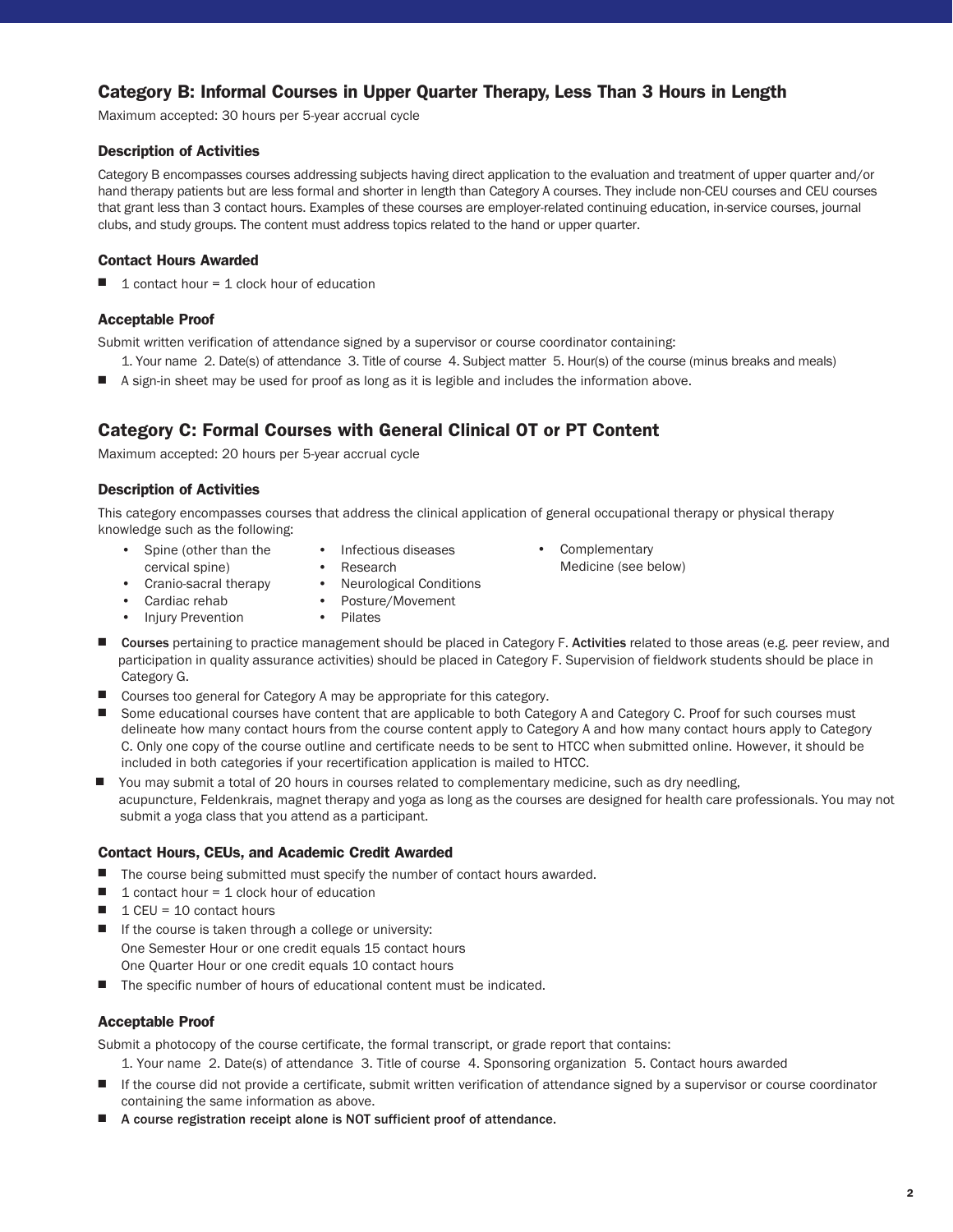## Category B: Informal Courses in Upper Quarter Therapy, Less Than 3 Hours in Length

Maximum accepted: 30 hours per 5-year accrual cycle

### Description of Activities

Category B encompasses courses addressing subjects having direct application to the evaluation and treatment of upper quarter and/or hand therapy patients but are less formal and shorter in length than Category A courses. They include non-CEU courses and CEU courses that grant less than 3 contact hours. Examples of these courses are employer-related continuing education, in-service courses, journal clubs, and study groups. The content must address topics related to the hand or upper quarter.

### Contact Hours Awarded

- 1 contact hour = 1 clock hour of education

### Acceptable Proof

Submit written verification of attendance signed by a supervisor or course coordinator containing:

1. Your name 2. Date(s) of attendance 3. Title of course 4. Subject matter 5. Hour(s) of the course (minus breaks and meals)

- A sign-in sheet may be used for proof as long as it is legible and includes the information above.

## Category C: Formal Courses with General Clinical OT or PT Content

Maximum accepted: 20 hours per 5-year accrual cycle

### Description of Activities

This category encompasses courses that address the clinical application of general occupational therapy or physical therapy knowledge such as the following:

- Spine (other than the cervical spine)
- Cranio-sacral therapy
- Cardiac rehab
- Injury Prevention
- Infectious diseases
- Research
- Neurological Conditions
- Posture/Movement
- Pilates
- Complementary Medicine (see below)

- **Courses** pertaining to practice management should be placed in Category F. **Activities** related to those areas (e.g. peer review, and participation in quality assurance activities) should be placed in Category F. Supervision of fieldwork students should be place in Category G.
- Courses too general for Category A may be appropriate for this category.
- Some educational courses have content that are applicable to both Category A and Category C. Proof for such courses must delineate how many contact hours from the course content apply to Category A and how many contact hours apply to Category C. Only one copy of the course outline and certificate needs to be sent to HTCC when submitted online. However, it should be included in both categories if your recertification application is mailed to HTCC.
- You may submit a total of 20 hours in courses related to complementary medicine, such as dry needling, acupuncture, Feldenkrais, magnet therapy and yoga as long as the courses are designed for health care professionals. You may not submit a yoga class that you attend as a participant.

### Contact Hours, CEUs, and Academic Credit Awarded

- The course being submitted must specify the number of contact hours awarded.
- 1 contact hour = 1 clock hour of education
- 1 CEU = 10 contact hours
- If the course is taken through a college or university:
  One Semester Hour or one credit equals 15 contact hours
  One Quarter Hour or one credit equals 10 contact hours
- The specific number of hours of educational content must be indicated.

### Acceptable Proof

Submit a photocopy of the course certificate, the formal transcript, or grade report that contains:

1. Your name 2. Date(s) of attendance 3. Title of course 4. Sponsoring organization 5. Contact hours awarded

- If the course did not provide a certificate, submit written verification of attendance signed by a supervisor or course coordinator containing the same information as above.
- **A course registration receipt alone is NOT sufficient proof of attendance.**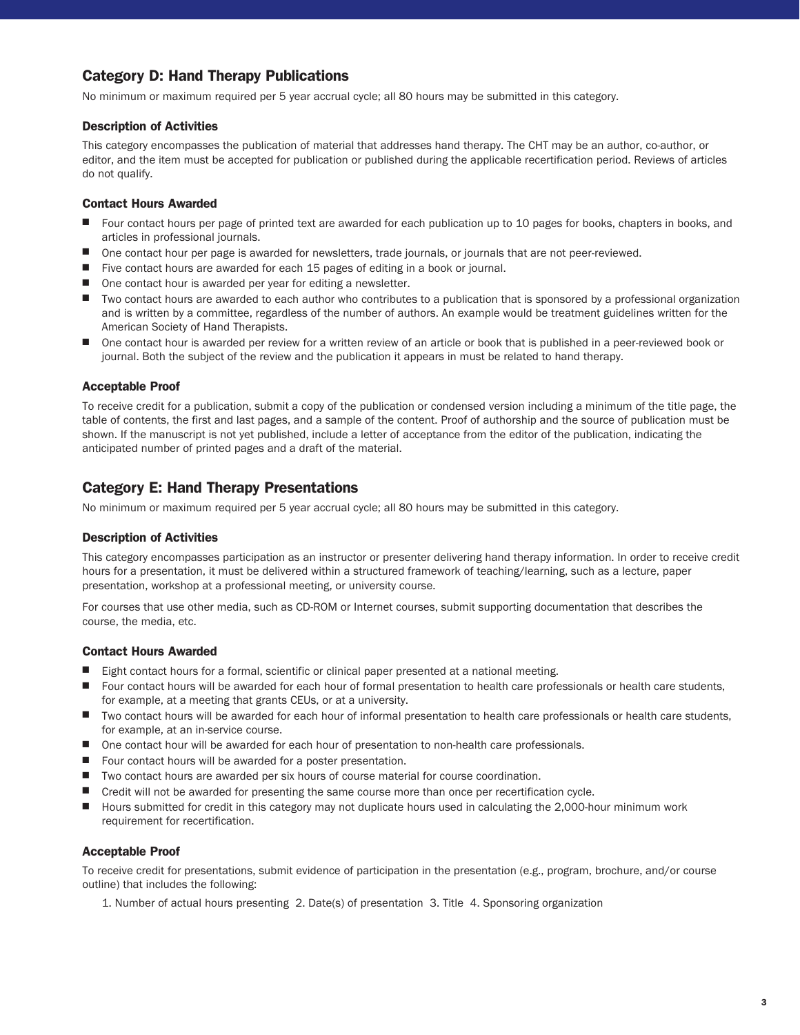## Category D: Hand Therapy Publications

No minimum or maximum required per 5 year accrual cycle; all 80 hours may be submitted in this category.

### Description of Activities

This category encompasses the publication of material that addresses hand therapy. The CHT may be an author, co-author, or editor, and the item must be accepted for publication or published during the applicable recertification period. Reviews of articles do not qualify.

### Contact Hours Awarded

- Four contact hours per page of printed text are awarded for each publication up to 10 pages for books, chapters in books, and articles in professional journals.
- One contact hour per page is awarded for newsletters, trade journals, or journals that are not peer-reviewed.
- Five contact hours are awarded for each 15 pages of editing in a book or journal.
- One contact hour is awarded per year for editing a newsletter.
- Two contact hours are awarded to each author who contributes to a publication that is sponsored by a professional organization and is written by a committee, regardless of the number of authors. An example would be treatment guidelines written for the American Society of Hand Therapists.
- One contact hour is awarded per review for a written review of an article or book that is published in a peer-reviewed book or journal. Both the subject of the review and the publication it appears in must be related to hand therapy.

### Acceptable Proof

To receive credit for a publication, submit a copy of the publication or condensed version including a minimum of the title page, the table of contents, the first and last pages, and a sample of the content. Proof of authorship and the source of publication must be shown. If the manuscript is not yet published, include a letter of acceptance from the editor of the publication, indicating the anticipated number of printed pages and a draft of the material.

## Category E: Hand Therapy Presentations

No minimum or maximum required per 5 year accrual cycle; all 80 hours may be submitted in this category.

### Description of Activities

This category encompasses participation as an instructor or presenter delivering hand therapy information. In order to receive credit hours for a presentation, it must be delivered within a structured framework of teaching/learning, such as a lecture, paper presentation, workshop at a professional meeting, or university course.

For courses that use other media, such as CD-ROM or Internet courses, submit supporting documentation that describes the course, the media, etc.

### Contact Hours Awarded

- Eight contact hours for a formal, scientific or clinical paper presented at a national meeting.
- Four contact hours will be awarded for each hour of formal presentation to health care professionals or health care students, for example, at a meeting that grants CEUs, or at a university.
- Two contact hours will be awarded for each hour of informal presentation to health care professionals or health care students, for example, at an in-service course.
- One contact hour will be awarded for each hour of presentation to non-health care professionals.
- Four contact hours will be awarded for a poster presentation.
- Two contact hours are awarded per six hours of course material for course coordination.
- Credit will not be awarded for presenting the same course more than once per recertification cycle.
- Hours submitted for credit in this category may not duplicate hours used in calculating the 2,000-hour minimum work requirement for recertification.

### Acceptable Proof

To receive credit for presentations, submit evidence of participation in the presentation (e.g., program, brochure, and/or course outline) that includes the following:

1. Number of actual hours presenting 2. Date(s) of presentation 3. Title 4. Sponsoring organization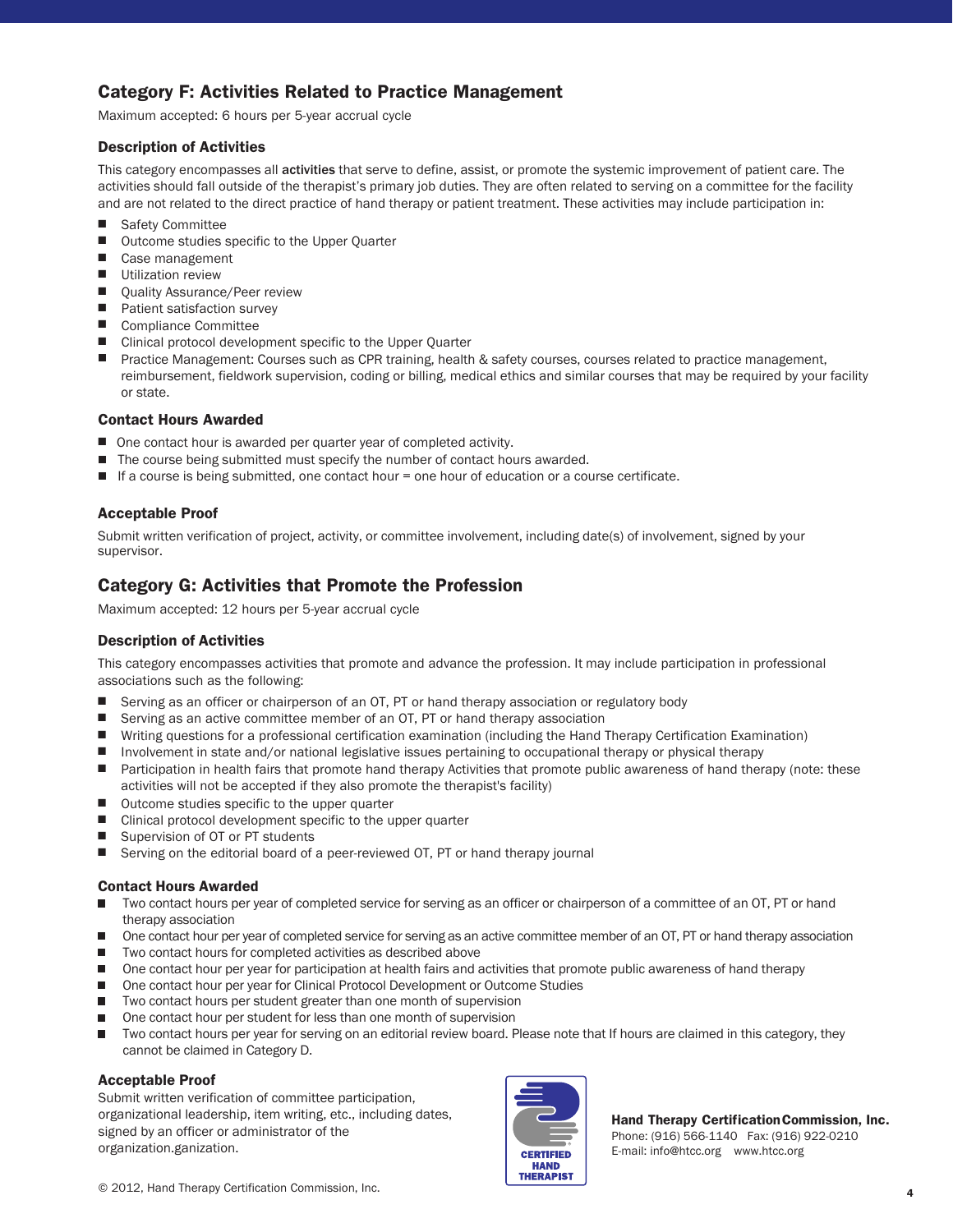## Category F: Activities Related to Practice Management

Maximum accepted: 6 hours per 5-year accrual cycle

### Description of Activities

This category encompasses all **activities** that serve to define, assist, or promote the systemic improvement of patient care. The activities should fall outside of the therapist's primary job duties. They are often related to serving on a committee for the facility and are not related to the direct practice of hand therapy or patient treatment. These activities may include participation in:

- Safety Committee
- Outcome studies specific to the Upper Quarter
- Case management
- Utilization review
- Quality Assurance/Peer review
- Patient satisfaction survey
- Compliance Committee
- Clinical protocol development specific to the Upper Quarter
- Practice Management: Courses such as CPR training, health & safety courses, courses related to practice management, reimbursement, fieldwork supervision, coding or billing, medical ethics and similar courses that may be required by your facility or state.

### Contact Hours Awarded

- One contact hour is awarded per quarter year of completed activity.
- The course being submitted must specify the number of contact hours awarded.
- If a course is being submitted, one contact hour = one hour of education or a course certificate.

### Acceptable Proof

Submit written verification of project, activity, or committee involvement, including date(s) of involvement, signed by your supervisor.

## Category G: Activities that Promote the Profession

Maximum accepted: 12 hours per 5-year accrual cycle

### Description of Activities

This category encompasses activities that promote and advance the profession. It may include participation in professional associations such as the following:

- Serving as an officer or chairperson of an OT, PT or hand therapy association or regulatory body
- Serving as an active committee member of an OT, PT or hand therapy association
- Writing questions for a professional certification examination (including the Hand Therapy Certification Examination)
- Involvement in state and/or national legislative issues pertaining to occupational therapy or physical therapy
- Participation in health fairs that promote hand therapy Activities that promote public awareness of hand therapy (note: these activities will not be accepted if they also promote the therapist's facility)
- Outcome studies specific to the upper quarter
- Clinical protocol development specific to the upper quarter
- Supervision of OT or PT students
- Serving on the editorial board of a peer-reviewed OT, PT or hand therapy journal

### Contact Hours Awarded

- Two contact hours per year of completed service for serving as an officer or chairperson of a committee of an OT, PT or hand therapy association
- One contact hour per year of completed service for serving as an active committee member of an OT, PT or hand therapy association
- Two contact hours for completed activities as described above
- One contact hour per year for participation at health fairs and activities that promote public awareness of hand therapy
- One contact hour per year for Clinical Protocol Development or Outcome Studies
- Two contact hours per student greater than one month of supervision
- One contact hour per student for less than one month of supervision
- Two contact hours per year for serving on an editorial review board. Please note that If hours are claimed in this category, they cannot be claimed in Category D.

### Acceptable Proof

Submit written verification of committee participation, organizational leadership, item writing, etc., including dates, signed by an officer or administrator of the organization.ganization.

CERTIFIED HAND THERAPIST

**Hand Therapy Certification Commission, Inc.**
Phone: (916) 566-1140 Fax: (916) 922-0210
E-mail: info@htcc.org www.htcc.org

© 2012, Hand Therapy Certification Commission, Inc.